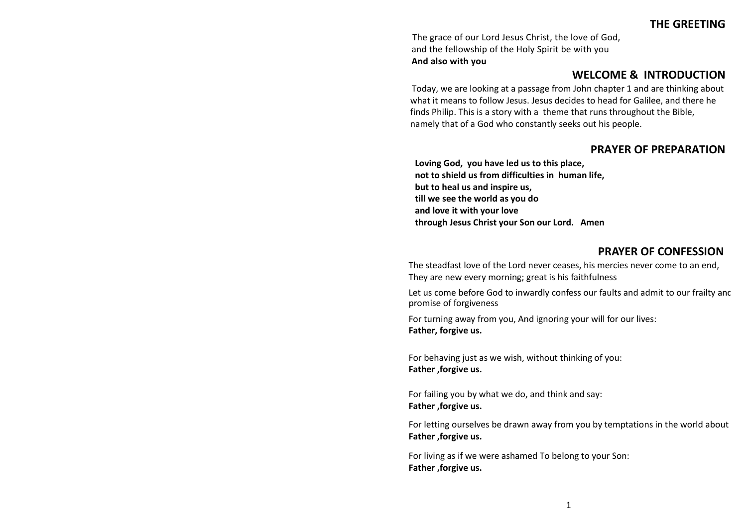## THE GREETING

The grace of our Lord Jesus Christ, the love of God, and the fellowship of the Holy Spirit be with you
**And also with you**

## WELCOME & INTRODUCTION

Today, we are looking at a passage from John chapter 1 and are thinking about what it means to follow Jesus. Jesus decides to head for Galilee, and there he finds Philip. This is a story with a theme that runs throughout the Bible, namely that of a God who constantly seeks out his people.

## PRAYER OF PREPARATION

**Loving God, you have led us to this place,**
**not to shield us from difficulties in human life,**
**but to heal us and inspire us,**
**till we see the world as you do**
**and love it with your love**
**through Jesus Christ your Son our Lord. Amen**

## PRAYER OF CONFESSION

The steadfast love of the Lord never ceases, his mercies never come to an end,
They are new every morning; great is his faithfulness

Let us come before God to inwardly confess our faults and admit to our frailty and promise of forgiveness

For turning away from you, And ignoring your will for our lives:
**Father, forgive us.**

For behaving just as we wish, without thinking of you:
**Father ,forgive us.**

For failing you by what we do, and think and say:
**Father ,forgive us.**

For letting ourselves be drawn away from you by temptations in the world about
**Father ,forgive us.**

For living as if we were ashamed To belong to your Son:
**Father ,forgive us.**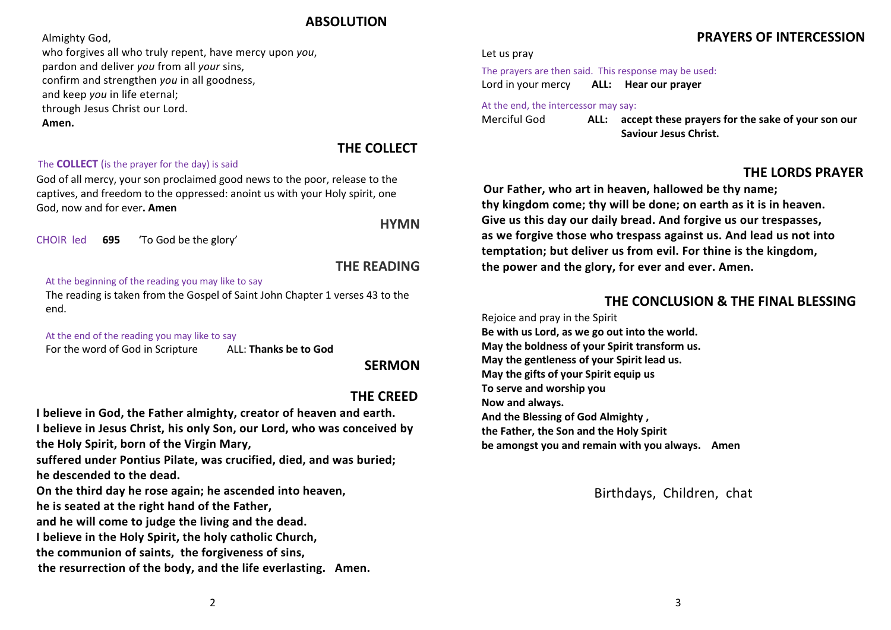## ABSOLUTION

Almighty God,
who forgives all who truly repent, have mercy upon *you*,
pardon and deliver *you* from all *your* sins,
confirm and strengthen *you* in all goodness,
and keep *you* in life eternal;
through Jesus Christ our Lord.
**Amen.**

## THE COLLECT

The **COLLECT** (is the prayer for the day) is said

God of all mercy, your son proclaimed good news to the poor, release to the captives, and freedom to the oppressed: anoint us with your Holy spirit, one God, now and for ever**. Amen**

## HYMN

CHOIR led **695** 'To God be the glory'

## THE READING

At the beginning of the reading you may like to say

The reading is taken from the Gospel of Saint John Chapter 1 verses 43 to the end.

At the end of the reading you may like to say

For the word of God in Scripture ALL: **Thanks be to God**

## SERMON

## THE CREED

**I believe in God, the Father almighty, creator of heaven and earth.**
**I believe in Jesus Christ, his only Son, our Lord, who was conceived by the Holy Spirit, born of the Virgin Mary,**
**suffered under Pontius Pilate, was crucified, died, and was buried;**
**he descended to the dead.**
**On the third day he rose again; he ascended into heaven,**
**he is seated at the right hand of the Father,**
**and he will come to judge the living and the dead.**
**I believe in the Holy Spirit, the holy catholic Church,**
**the communion of saints, the forgiveness of sins,**
**the resurrection of the body, and the life everlasting. Amen.**

## PRAYERS OF INTERCESSION

Let us pray

The prayers are then said. This response may be used:

Lord in your mercy **ALL: Hear our prayer**

At the end, the intercessor may say:

Merciful God **ALL: accept these prayers for the sake of your son our Saviour Jesus Christ.**

## THE LORDS PRAYER

**Our Father, who art in heaven, hallowed be thy name;**
**thy kingdom come; thy will be done; on earth as it is in heaven.**
**Give us this day our daily bread. And forgive us our trespasses,**
**as we forgive those who trespass against us. And lead us not into temptation; but deliver us from evil. For thine is the kingdom,**
**the power and the glory, for ever and ever. Amen.**

## THE CONCLUSION & THE FINAL BLESSING

Rejoice and pray in the Spirit
**Be with us Lord, as we go out into the world.**
**May the boldness of your Spirit transform us.**
**May the gentleness of your Spirit lead us.**
**May the gifts of your Spirit equip us**
**To serve and worship you**
**Now and always.**
**And the Blessing of God Almighty ,**
**the Father, the Son and the Holy Spirit**
**be amongst you and remain with you always. Amen**

Birthdays, Children, chat